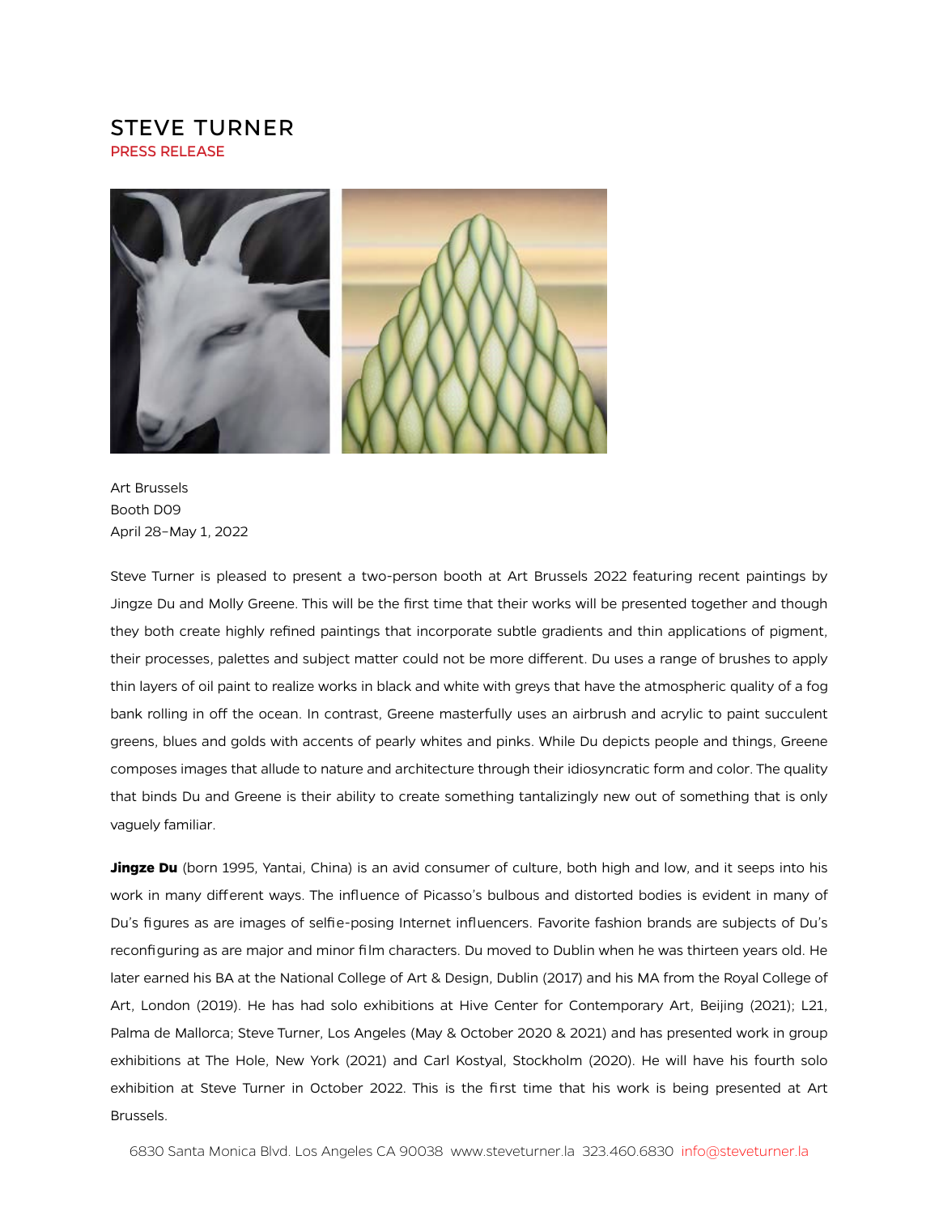# STEVE TURNER

PRESS RELEASE

Art Brussels
Booth D09
April 28–May 1, 2022

Steve Turner is pleased to present a two-person booth at Art Brussels 2022 featuring recent paintings by Jingze Du and Molly Greene. This will be the first time that their works will be presented together and though they both create highly refined paintings that incorporate subtle gradients and thin applications of pigment, their processes, palettes and subject matter could not be more different. Du uses a range of brushes to apply thin layers of oil paint to realize works in black and white with greys that have the atmospheric quality of a fog bank rolling in off the ocean. In contrast, Greene masterfully uses an airbrush and acrylic to paint succulent greens, blues and golds with accents of pearly whites and pinks. While Du depicts people and things, Greene composes images that allude to nature and architecture through their idiosyncratic form and color. The quality that binds Du and Greene is their ability to create something tantalizingly new out of something that is only vaguely familiar.

**Jingze Du** (born 1995, Yantai, China) is an avid consumer of culture, both high and low, and it seeps into his work in many different ways. The influence of Picasso's bulbous and distorted bodies is evident in many of Du's figures as are images of selfie-posing Internet influencers. Favorite fashion brands are subjects of Du's reconfiguring as are major and minor film characters. Du moved to Dublin when he was thirteen years old. He later earned his BA at the National College of Art & Design, Dublin (2017) and his MA from the Royal College of Art, London (2019). He has had solo exhibitions at Hive Center for Contemporary Art, Beijing (2021); L21, Palma de Mallorca; Steve Turner, Los Angeles (May & October 2020 & 2021) and has presented work in group exhibitions at The Hole, New York (2021) and Carl Kostyal, Stockholm (2020). He will have his fourth solo exhibition at Steve Turner in October 2022. This is the first time that his work is being presented at Art Brussels.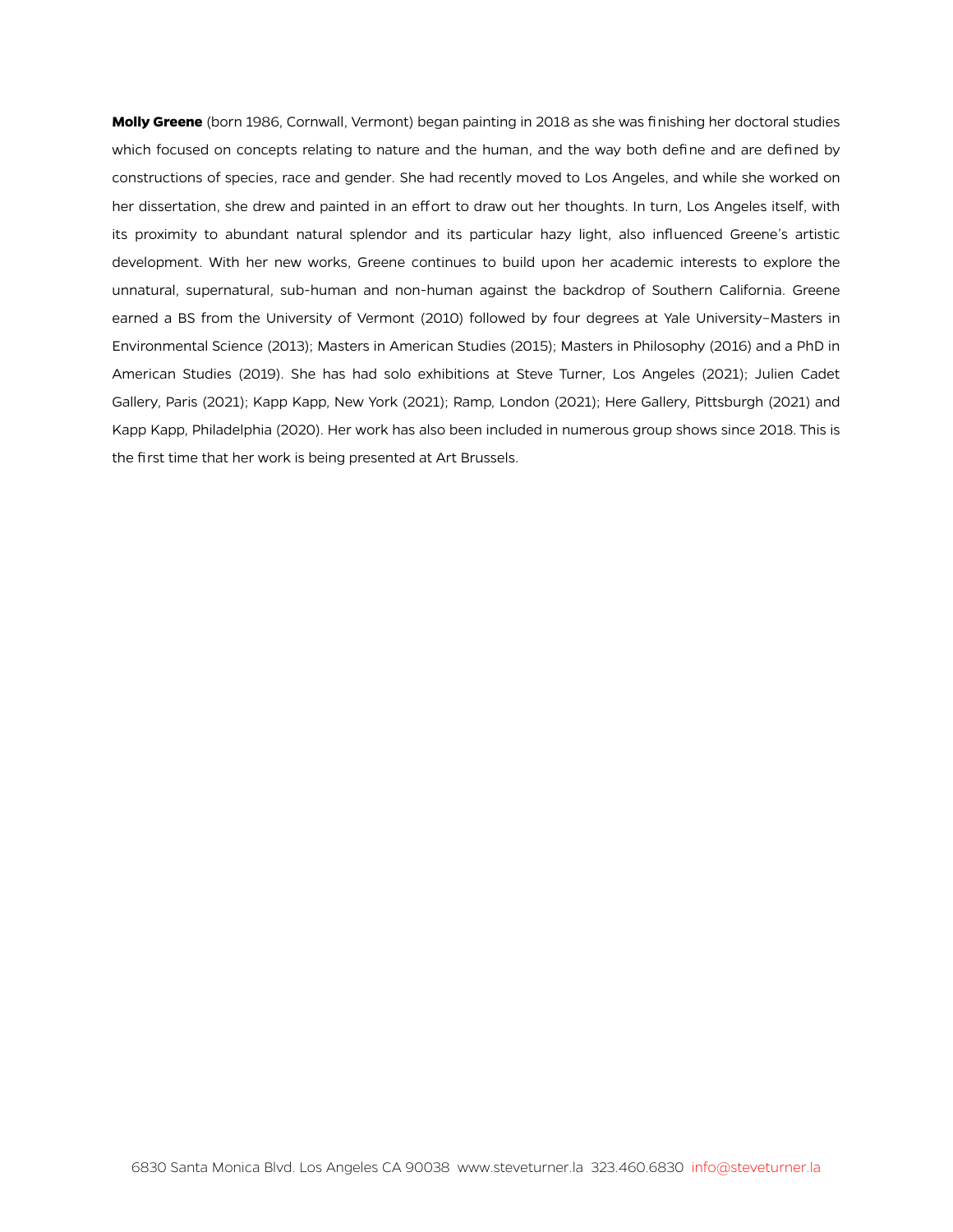**Molly Greene** (born 1986, Cornwall, Vermont) began painting in 2018 as she was finishing her doctoral studies which focused on concepts relating to nature and the human, and the way both define and are defined by constructions of species, race and gender. She had recently moved to Los Angeles, and while she worked on her dissertation, she drew and painted in an effort to draw out her thoughts. In turn, Los Angeles itself, with its proximity to abundant natural splendor and its particular hazy light, also influenced Greene's artistic development. With her new works, Greene continues to build upon her academic interests to explore the unnatural, supernatural, sub-human and non-human against the backdrop of Southern California. Greene earned a BS from the University of Vermont (2010) followed by four degrees at Yale University–Masters in Environmental Science (2013); Masters in American Studies (2015); Masters in Philosophy (2016) and a PhD in American Studies (2019). She has had solo exhibitions at Steve Turner, Los Angeles (2021); Julien Cadet Gallery, Paris (2021); Kapp Kapp, New York (2021); Ramp, London (2021); Here Gallery, Pittsburgh (2021) and Kapp Kapp, Philadelphia (2020). Her work has also been included in numerous group shows since 2018. This is the first time that her work is being presented at Art Brussels.